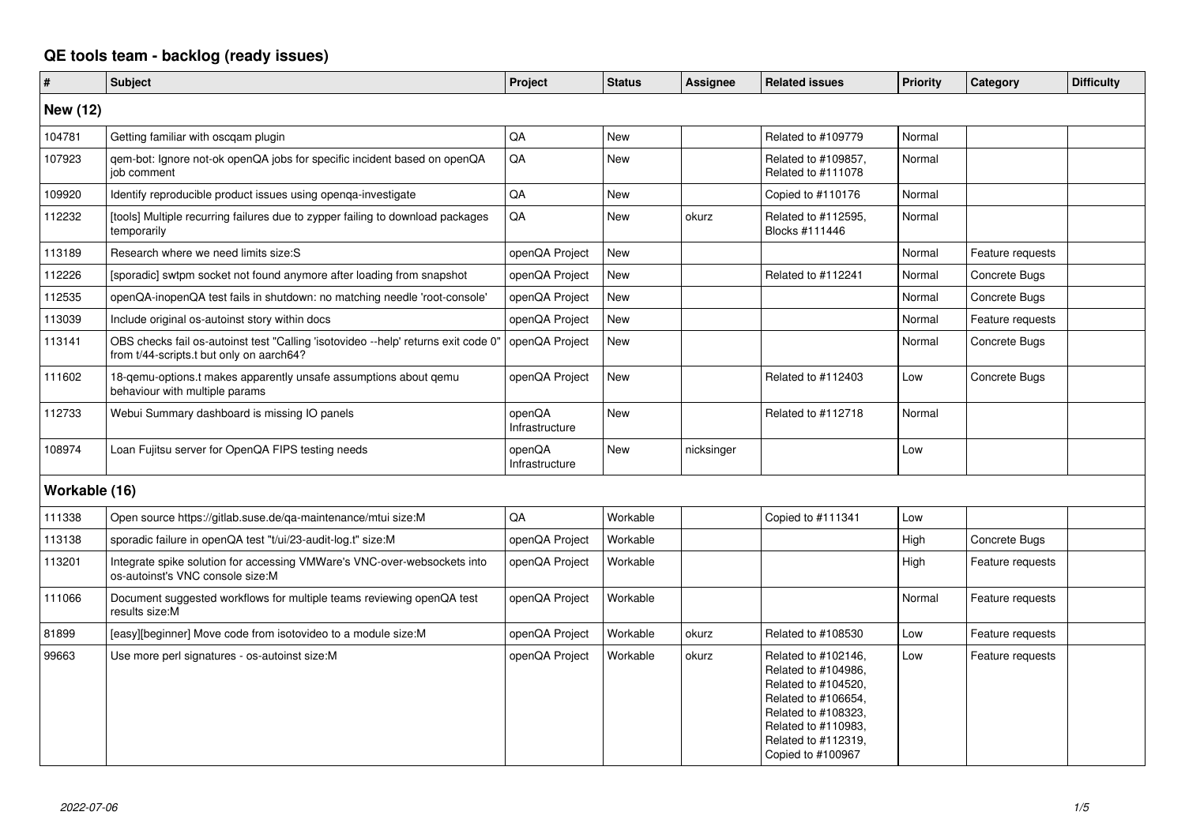# QE tools team - backlog (ready issues)

| # | Subject | Project | Status | Assignee | Related issues | Priority | Category | Difficulty |
|---|---|---|---|---|---|---|---|---|
| **New (12)** | | | | | | | | |
| 104781 | Getting familiar with oscqam plugin | QA | New | | Related to #109779 | Normal | | |
| 107923 | qem-bot: Ignore not-ok openQA jobs for specific incident based on openQA job comment | QA | New | | Related to #109857, Related to #111078 | Normal | | |
| 109920 | Identify reproducible product issues using openqa-investigate | QA | New | | Copied to #110176 | Normal | | |
| 112232 | [tools] Multiple recurring failures due to zypper failing to download packages temporarily | QA | New | okurz | Related to #112595, Blocks #111446 | Normal | | |
| 113189 | Research where we need limits size:S | openQA Project | New | | | Normal | Feature requests | |
| 112226 | [sporadic] swtpm socket not found anymore after loading from snapshot | openQA Project | New | | Related to #112241 | Normal | Concrete Bugs | |
| 112535 | openQA-inopenQA test fails in shutdown: no matching needle 'root-console' | openQA Project | New | | | Normal | Concrete Bugs | |
| 113039 | Include original os-autoinst story within docs | openQA Project | New | | | Normal | Feature requests | |
| 113141 | OBS checks fail os-autoinst test "Calling 'isotovideo --help' returns exit code 0" from t/44-scripts.t but only on aarch64? | openQA Project | New | | | Normal | Concrete Bugs | |
| 111602 | 18-qemu-options.t makes apparently unsafe assumptions about qemu behaviour with multiple params | openQA Project | New | | Related to #112403 | Low | Concrete Bugs | |
| 112733 | Webui Summary dashboard is missing IO panels | openQA Infrastructure | New | | Related to #112718 | Normal | | |
| 108974 | Loan Fujitsu server for OpenQA FIPS testing needs | openQA Infrastructure | New | nicksinger | | Low | | |
| **Workable (16)** | | | | | | | | |
| 111338 | Open source https://gitlab.suse.de/qa-maintenance/mtui size:M | QA | Workable | | Copied to #111341 | Low | | |
| 113138 | sporadic failure in openQA test "t/ui/23-audit-log.t" size:M | openQA Project | Workable | | | High | Concrete Bugs | |
| 113201 | Integrate spike solution for accessing VMWare's VNC-over-websockets into os-autoinst's VNC console size:M | openQA Project | Workable | | | High | Feature requests | |
| 111066 | Document suggested workflows for multiple teams reviewing openQA test results size:M | openQA Project | Workable | | | Normal | Feature requests | |
| 81899 | [easy][beginner] Move code from isotovideo to a module size:M | openQA Project | Workable | okurz | Related to #108530 | Low | Feature requests | |
| 99663 | Use more perl signatures - os-autoinst size:M | openQA Project | Workable | okurz | Related to #102146, Related to #104986, Related to #104520, Related to #106654, Related to #108323, Related to #110983, Related to #112319, Copied to #100967 | Low | Feature requests | |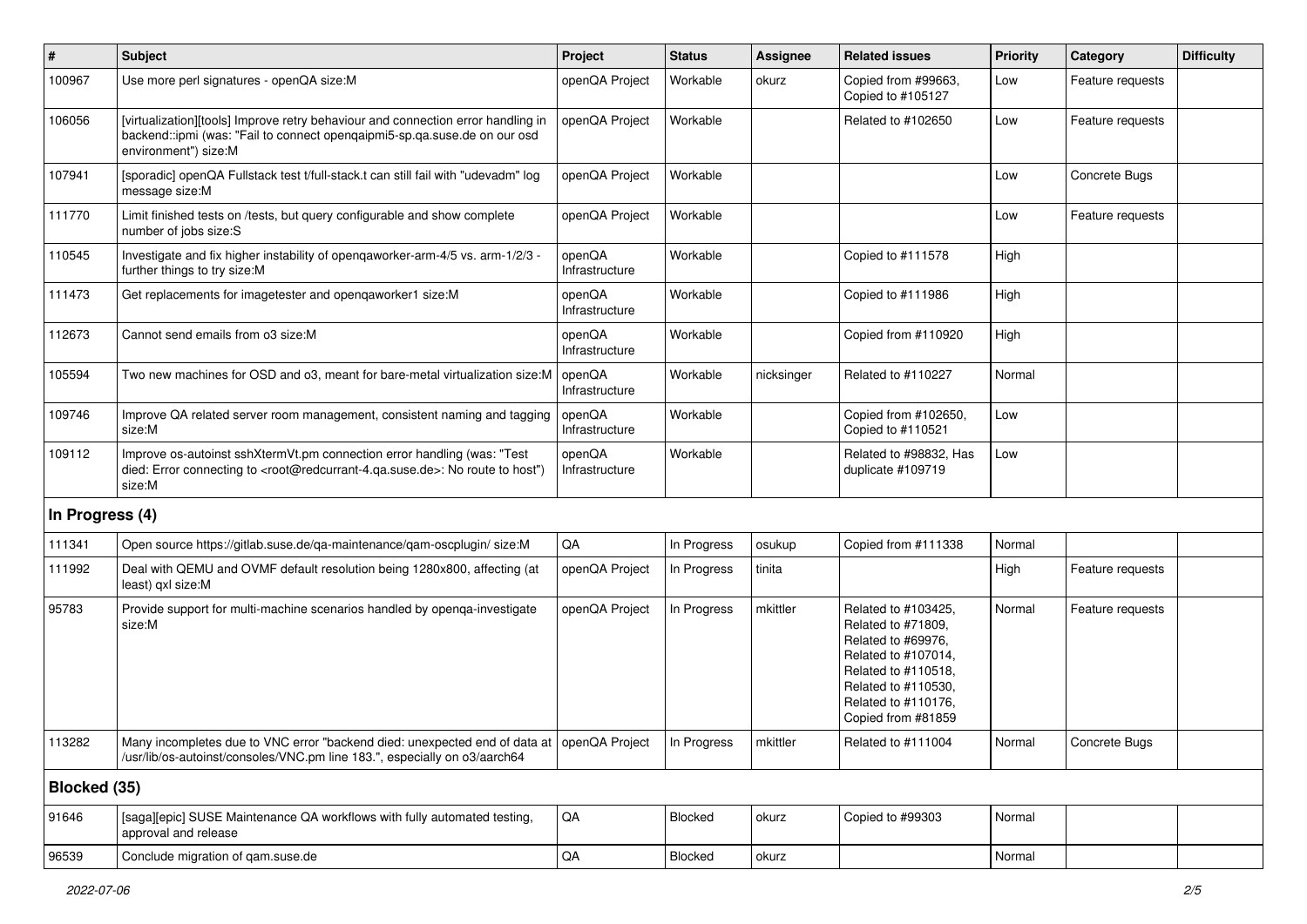| # | Subject | Project | Status | Assignee | Related issues | Priority | Category | Difficulty |
|---|---|---|---|---|---|---|---|---|
| 100967 | Use more perl signatures - openQA size:M | openQA Project | Workable | okurz | Copied from #99663, Copied to #105127 | Low | Feature requests | |
| 106056 | [virtualization][tools] Improve retry behaviour and connection error handling in backend::ipmi (was: "Fail to connect openqaipmi5-sp.qa.suse.de on our osd environment") size:M | openQA Project | Workable | | Related to #102650 | Low | Feature requests | |
| 107941 | [sporadic] openQA Fullstack test t/full-stack.t can still fail with "udevadm" log message size:M | openQA Project | Workable | | | Low | Concrete Bugs | |
| 111770 | Limit finished tests on /tests, but query configurable and show complete number of jobs size:S | openQA Project | Workable | | | Low | Feature requests | |
| 110545 | Investigate and fix higher instability of openqaworker-arm-4/5 vs. arm-1/2/3 - further things to try size:M | openQA Infrastructure | Workable | | Copied to #111578 | High | | |
| 111473 | Get replacements for imagetester and openqaworker1 size:M | openQA Infrastructure | Workable | | Copied to #111986 | High | | |
| 112673 | Cannot send emails from o3 size:M | openQA Infrastructure | Workable | | Copied from #110920 | High | | |
| 105594 | Two new machines for OSD and o3, meant for bare-metal virtualization size:M | openQA Infrastructure | Workable | nicksinger | Related to #110227 | Normal | | |
| 109746 | Improve QA related server room management, consistent naming and tagging size:M | openQA Infrastructure | Workable | | Copied from #102650, Copied to #110521 | Low | | |
| 109112 | Improve os-autoinst sshXtermVt.pm connection error handling (was: "Test died: Error connecting to <root@redcurrant-4.qa.suse.de>: No route to host") size:M | openQA Infrastructure | Workable | | Related to #98832, Has duplicate #109719 | Low | | |
| **In Progress (4)** | | | | | | | | |
| 111341 | Open source https://gitlab.suse.de/qa-maintenance/qam-oscplugin/ size:M | QA | In Progress | osukup | Copied from #111338 | Normal | | |
| 111992 | Deal with QEMU and OVMF default resolution being 1280x800, affecting (at least) qxl size:M | openQA Project | In Progress | tinita | | High | Feature requests | |
| 95783 | Provide support for multi-machine scenarios handled by openqa-investigate size:M | openQA Project | In Progress | mkittler | Related to #103425, Related to #71809, Related to #69976, Related to #107014, Related to #110518, Related to #110530, Related to #110176, Copied from #81859 | Normal | Feature requests | |
| 113282 | Many incompletes due to VNC error "backend died: unexpected end of data at /usr/lib/os-autoinst/consoles/VNC.pm line 183.", especially on o3/aarch64 | openQA Project | In Progress | mkittler | Related to #111004 | Normal | Concrete Bugs | |
| **Blocked (35)** | | | | | | | | |
| 91646 | [saga][epic] SUSE Maintenance QA workflows with fully automated testing, approval and release | QA | Blocked | okurz | Copied to #99303 | Normal | | |
| 96539 | Conclude migration of qam.suse.de | QA | Blocked | okurz | | Normal | | |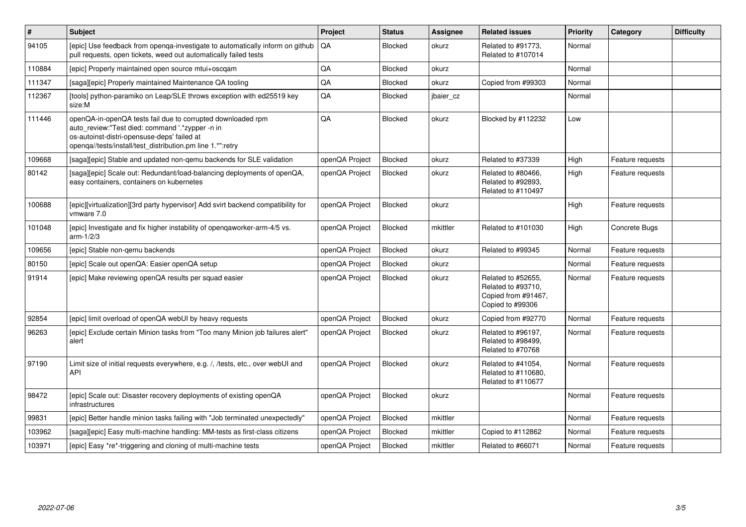| # | Subject | Project | Status | Assignee | Related issues | Priority | Category | Difficulty |
|---|---|---|---|---|---|---|---|---|
| 94105 | [epic] Use feedback from openqa-investigate to automatically inform on github pull requests, open tickets, weed out automatically failed tests | QA | Blocked | okurz | Related to #91773, Related to #107014 | Normal | | |
| 110884 | [epic] Properly maintained open source mtui+oscqam | QA | Blocked | okurz | | Normal | | |
| 111347 | [saga][epic] Properly maintained Maintenance QA tooling | QA | Blocked | okurz | Copied from #99303 | Normal | | |
| 112367 | [tools] python-paramiko on Leap/SLE throws exception with ed25519 key size:M | QA | Blocked | jbaier_cz | | Normal | | |
| 111446 | openQA-in-openQA tests fail due to corrupted downloaded rpm auto_review:"Test died: command '.*zypper -n in os-autoinst-distri-opensuse-deps' failed at openqa//tests/install/test_distribution.pm line 1.*":retry | QA | Blocked | okurz | Blocked by #112232 | Low | | |
| 109668 | [saga][epic] Stable and updated non-qemu backends for SLE validation | openQA Project | Blocked | okurz | Related to #37339 | High | Feature requests | |
| 80142 | [saga][epic] Scale out: Redundant/load-balancing deployments of openQA, easy containers, containers on kubernetes | openQA Project | Blocked | okurz | Related to #80466, Related to #92893, Related to #110497 | High | Feature requests | |
| 100688 | [epic][virtualization][3rd party hypervisor] Add svirt backend compatibility for vmware 7.0 | openQA Project | Blocked | okurz | | High | Feature requests | |
| 101048 | [epic] Investigate and fix higher instability of openqaworker-arm-4/5 vs. arm-1/2/3 | openQA Project | Blocked | mkittler | Related to #101030 | High | Concrete Bugs | |
| 109656 | [epic] Stable non-qemu backends | openQA Project | Blocked | okurz | Related to #99345 | Normal | Feature requests | |
| 80150 | [epic] Scale out openQA: Easier openQA setup | openQA Project | Blocked | okurz | | Normal | Feature requests | |
| 91914 | [epic] Make reviewing openQA results per squad easier | openQA Project | Blocked | okurz | Related to #52655, Related to #93710, Copied from #91467, Copied to #99306 | Normal | Feature requests | |
| 92854 | [epic] limit overload of openQA webUI by heavy requests | openQA Project | Blocked | okurz | Copied from #92770 | Normal | Feature requests | |
| 96263 | [epic] Exclude certain Minion tasks from "Too many Minion job failures alert" alert | openQA Project | Blocked | okurz | Related to #96197, Related to #98499, Related to #70768 | Normal | Feature requests | |
| 97190 | Limit size of initial requests everywhere, e.g. /, /tests, etc., over webUI and API | openQA Project | Blocked | okurz | Related to #41054, Related to #110680, Related to #110677 | Normal | Feature requests | |
| 98472 | [epic] Scale out: Disaster recovery deployments of existing openQA infrastructures | openQA Project | Blocked | okurz | | Normal | Feature requests | |
| 99831 | [epic] Better handle minion tasks failing with "Job terminated unexpectedly" | openQA Project | Blocked | mkittler | | Normal | Feature requests | |
| 103962 | [saga][epic] Easy multi-machine handling: MM-tests as first-class citizens | openQA Project | Blocked | mkittler | Copied to #112862 | Normal | Feature requests | |
| 103971 | [epic] Easy *re*-triggering and cloning of multi-machine tests | openQA Project | Blocked | mkittler | Related to #66071 | Normal | Feature requests | |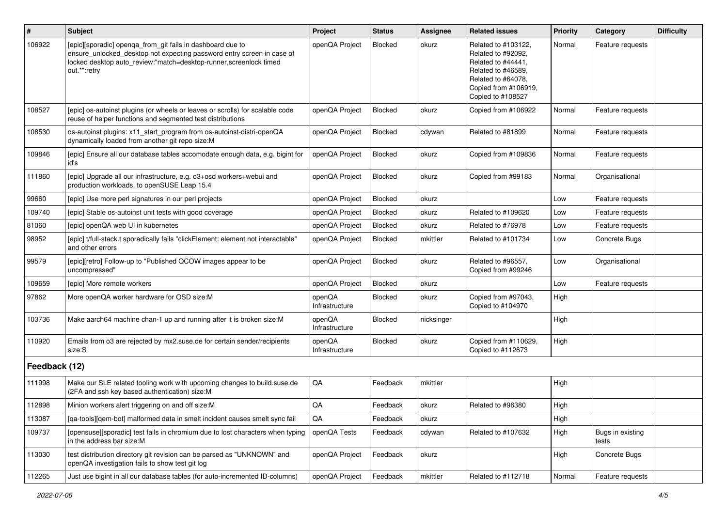| # | Subject | Project | Status | Assignee | Related issues | Priority | Category | Difficulty |
|---|---|---|---|---|---|---|---|---|
| 106922 | [epic][sporadic] openqa_from_git fails in dashboard due to ensure_unlocked_desktop not expecting password entry screen in case of locked desktop auto_review:"match=desktop-runner,screenlock timed out.*":retry | openQA Project | Blocked | okurz | Related to #103122, Related to #92092, Related to #44441, Related to #46589, Related to #64078, Copied from #106919, Copied to #108527 | Normal | Feature requests | |
| 108527 | [epic] os-autoinst plugins (or wheels or leaves or scrolls) for scalable code reuse of helper functions and segmented test distributions | openQA Project | Blocked | okurz | Copied from #106922 | Normal | Feature requests | |
| 108530 | os-autoinst plugins: x11_start_program from os-autoinst-distri-openQA dynamically loaded from another git repo size:M | openQA Project | Blocked | cdywan | Related to #81899 | Normal | Feature requests | |
| 109846 | [epic] Ensure all our database tables accomodate enough data, e.g. bigint for id's | openQA Project | Blocked | okurz | Copied from #109836 | Normal | Feature requests | |
| 111860 | [epic] Upgrade all our infrastructure, e.g. o3+osd workers+webui and production workloads, to openSUSE Leap 15.4 | openQA Project | Blocked | okurz | Copied from #99183 | Normal | Organisational | |
| 99660 | [epic] Use more perl signatures in our perl projects | openQA Project | Blocked | okurz | | Low | Feature requests | |
| 109740 | [epic] Stable os-autoinst unit tests with good coverage | openQA Project | Blocked | okurz | Related to #109620 | Low | Feature requests | |
| 81060 | [epic] openQA web UI in kubernetes | openQA Project | Blocked | okurz | Related to #76978 | Low | Feature requests | |
| 98952 | [epic] t/full-stack.t sporadically fails "clickElement: element not interactable" and other errors | openQA Project | Blocked | mkittler | Related to #101734 | Low | Concrete Bugs | |
| 99579 | [epic][retro] Follow-up to "Published QCOW images appear to be uncompressed" | openQA Project | Blocked | okurz | Related to #96557, Copied from #99246 | Low | Organisational | |
| 109659 | [epic] More remote workers | openQA Project | Blocked | okurz | | Low | Feature requests | |
| 97862 | More openQA worker hardware for OSD size:M | openQA Infrastructure | Blocked | okurz | Copied from #97043, Copied to #104970 | High | | |
| 103736 | Make aarch64 machine chan-1 up and running after it is broken size:M | openQA Infrastructure | Blocked | nicksinger | | High | | |
| 110920 | Emails from o3 are rejected by mx2.suse.de for certain sender/recipients size:S | openQA Infrastructure | Blocked | okurz | Copied from #110629, Copied to #112673 | High | | |
| **Feedback (12)** | | | | | | | | |
| 111998 | Make our SLE related tooling work with upcoming changes to build.suse.de (2FA and ssh key based authentication) size:M | QA | Feedback | mkittler | | High | | |
| 112898 | Minion workers alert triggering on and off size:M | QA | Feedback | okurz | Related to #96380 | High | | |
| 113087 | [qa-tools][qem-bot] malformed data in smelt incident causes smelt sync fail | QA | Feedback | okurz | | High | | |
| 109737 | [opensuse][sporadic] test fails in chromium due to lost characters when typing in the address bar size:M | openQA Tests | Feedback | cdywan | Related to #107632 | High | Bugs in existing tests | |
| 113030 | test distribution directory git revision can be parsed as "UNKNOWN" and openQA investigation fails to show test git log | openQA Project | Feedback | okurz | | High | Concrete Bugs | |
| 112265 | Just use bigint in all our database tables (for auto-incremented ID-columns) | openQA Project | Feedback | mkittler | Related to #112718 | Normal | Feature requests | |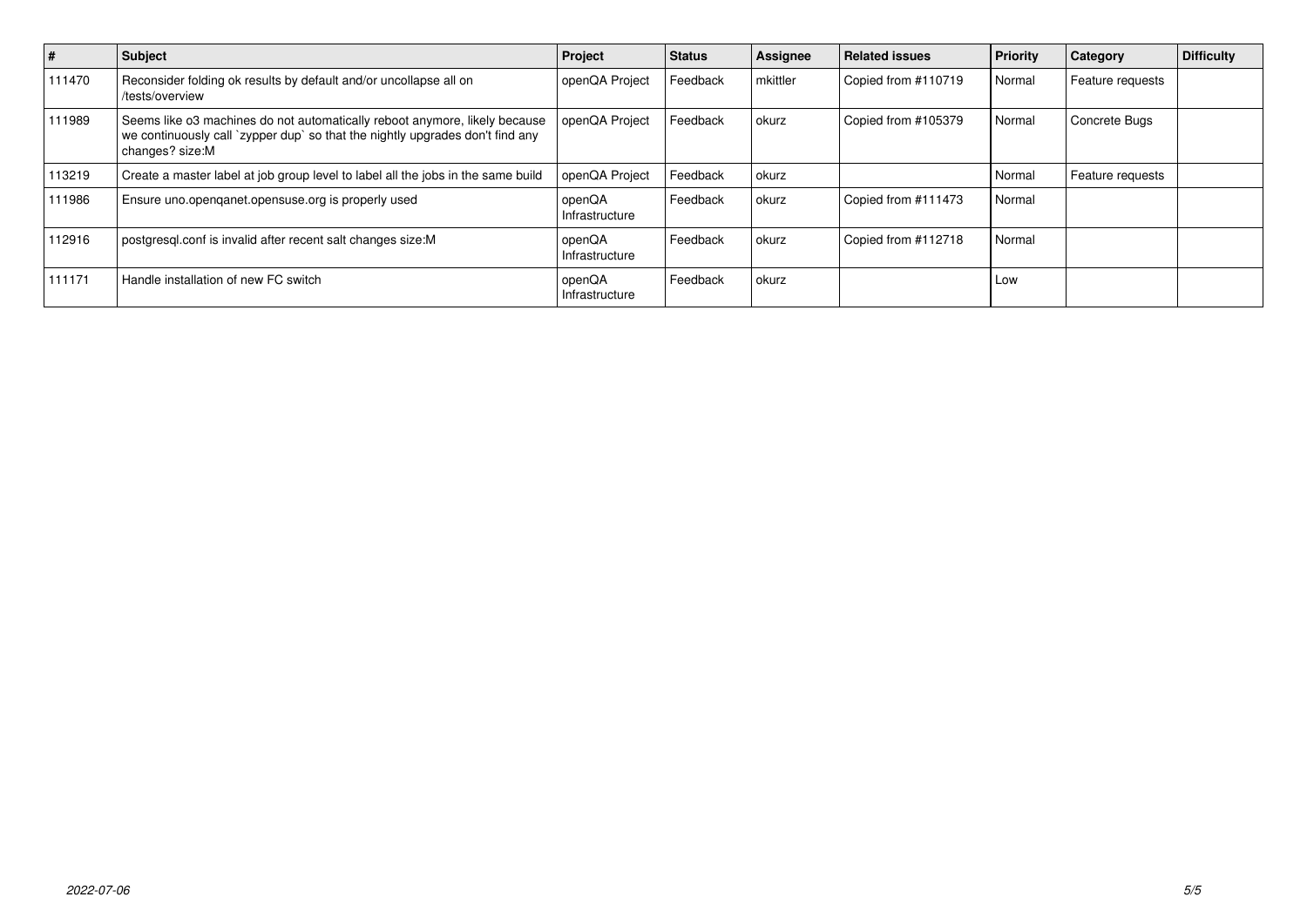| # | Subject | Project | Status | Assignee | Related issues | Priority | Category | Difficulty |
| --- | --- | --- | --- | --- | --- | --- | --- | --- |
| 111470 | Reconsider folding ok results by default and/or uncollapse all on /tests/overview | openQA Project | Feedback | mkittler | Copied from #110719 | Normal | Feature requests | |
| 111989 | Seems like o3 machines do not automatically reboot anymore, likely because we continuously call `zypper dup` so that the nightly upgrades don't find any changes? size:M | openQA Project | Feedback | okurz | Copied from #105379 | Normal | Concrete Bugs | |
| 113219 | Create a master label at job group level to label all the jobs in the same build | openQA Project | Feedback | okurz | | Normal | Feature requests | |
| 111986 | Ensure uno.openqanet.opensuse.org is properly used | openQA Infrastructure | Feedback | okurz | Copied from #111473 | Normal | | |
| 112916 | postgresql.conf is invalid after recent salt changes size:M | openQA Infrastructure | Feedback | okurz | Copied from #112718 | Normal | | |
| 111171 | Handle installation of new FC switch | openQA Infrastructure | Feedback | okurz | | Low | | |

*2022-07-06*